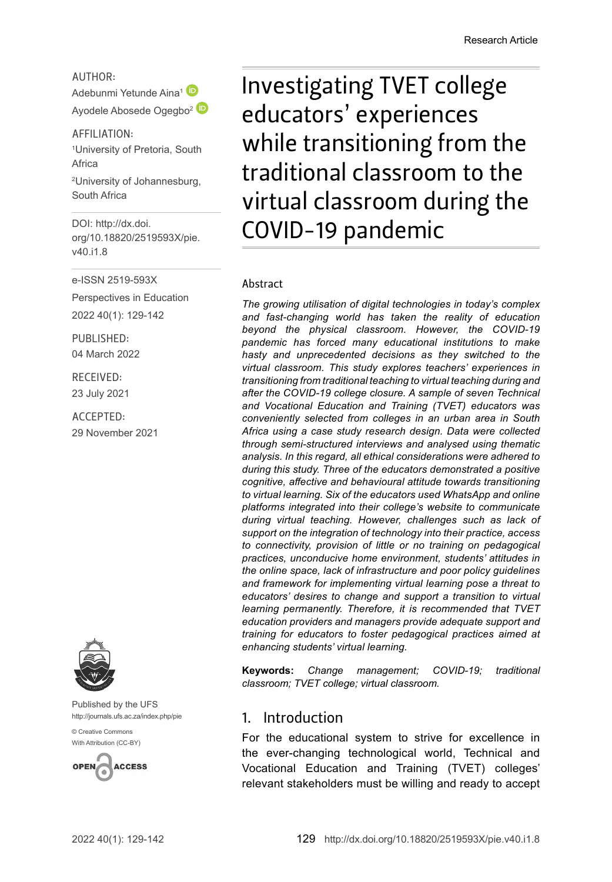Research Article

AUTHOR:

Adebunmi Yetunde Aina[1]

Ayodele Abosede Ogegbo[2]

AFFILIATION:

[1]University of Pretoria, South Africa

[2]University of Johannesburg, South Africa

DOI: http://dx.doi.org/10.18820/2519593X/pie.v40.i1.8

e-ISSN 2519-593X

Perspectives in Education

2022 40(1): 129-142

PUBLISHED:

04 March 2022

RECEIVED:

23 July 2021

ACCEPTED:

29 November 2021

Published by the UFS

http://journals.ufs.ac.za/index.php/pie

© Creative Commons With Attribution (CC-BY)

# Investigating TVET college educators' experiences while transitioning from the traditional classroom to the virtual classroom during the COVID-19 pandemic

## Abstract

*The growing utilisation of digital technologies in today's complex and fast-changing world has taken the reality of education beyond the physical classroom. However, the COVID-19 pandemic has forced many educational institutions to make hasty and unprecedented decisions as they switched to the virtual classroom. This study explores teachers' experiences in transitioning from traditional teaching to virtual teaching during and after the COVID-19 college closure. A sample of seven Technical and Vocational Education and Training (TVET) educators was conveniently selected from colleges in an urban area in South Africa using a case study research design. Data were collected through semi-structured interviews and analysed using thematic analysis. In this regard, all ethical considerations were adhered to during this study. Three of the educators demonstrated a positive cognitive, affective and behavioural attitude towards transitioning to virtual learning. Six of the educators used WhatsApp and online platforms integrated into their college's website to communicate during virtual teaching. However, challenges such as lack of support on the integration of technology into their practice, access to connectivity, provision of little or no training on pedagogical practices, unconducive home environment, students' attitudes in the online space, lack of infrastructure and poor policy guidelines and framework for implementing virtual learning pose a threat to educators' desires to change and support a transition to virtual learning permanently. Therefore, it is recommended that TVET education providers and managers provide adequate support and training for educators to foster pedagogical practices aimed at enhancing students' virtual learning.*

**Keywords:** *Change management; COVID-19; traditional classroom; TVET college; virtual classroom.*

## 1. Introduction

For the educational system to strive for excellence in the ever-changing technological world, Technical and Vocational Education and Training (TVET) colleges' relevant stakeholders must be willing and ready to accept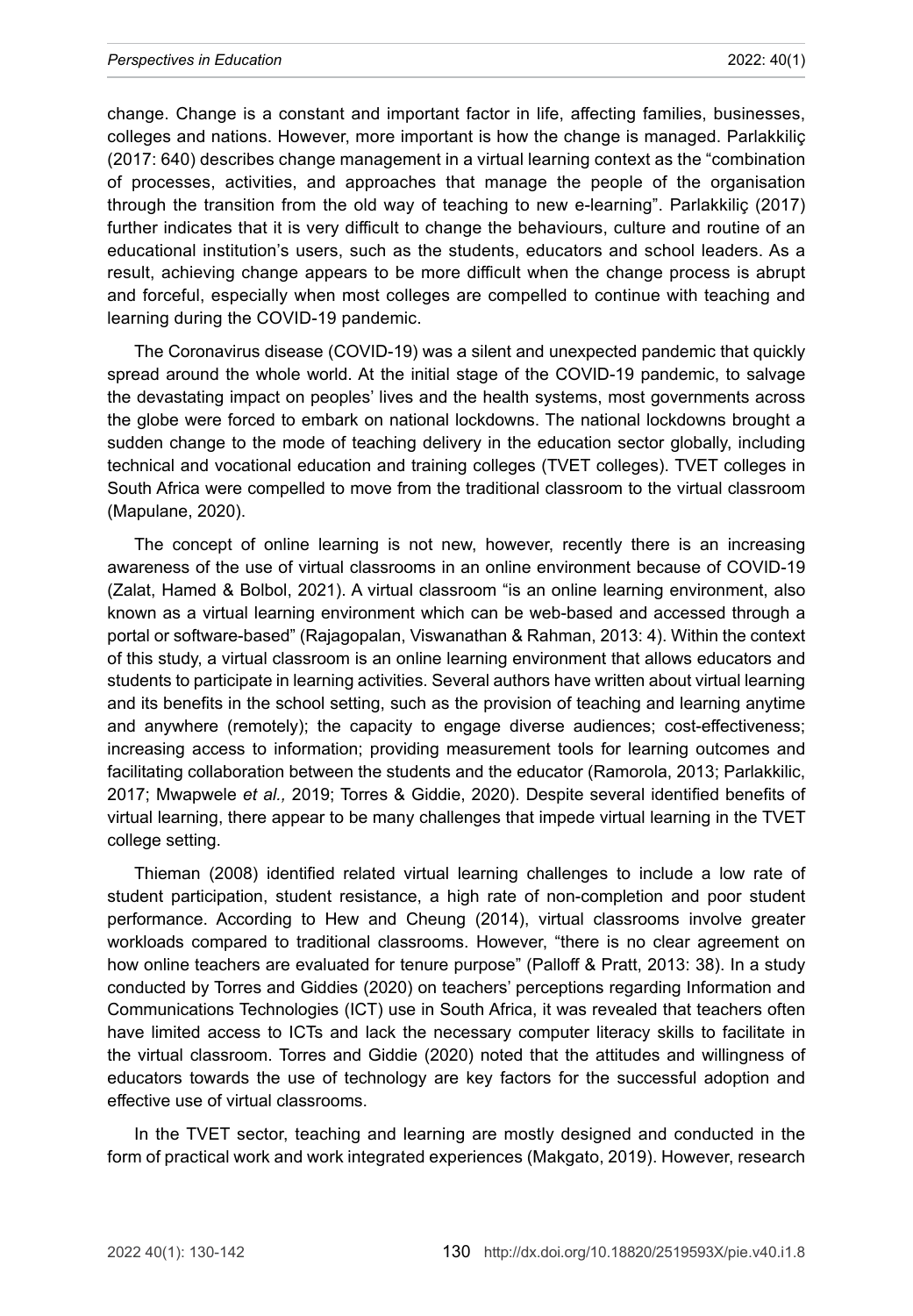change. Change is a constant and important factor in life, affecting families, businesses, colleges and nations. However, more important is how the change is managed. Parlakkiliç (2017: 640) describes change management in a virtual learning context as the "combination of processes, activities, and approaches that manage the people of the organisation through the transition from the old way of teaching to new e-learning". Parlakkiliç (2017) further indicates that it is very difficult to change the behaviours, culture and routine of an educational institution's users, such as the students, educators and school leaders. As a result, achieving change appears to be more difficult when the change process is abrupt and forceful, especially when most colleges are compelled to continue with teaching and learning during the COVID-19 pandemic.

The Coronavirus disease (COVID-19) was a silent and unexpected pandemic that quickly spread around the whole world. At the initial stage of the COVID-19 pandemic, to salvage the devastating impact on peoples' lives and the health systems, most governments across the globe were forced to embark on national lockdowns. The national lockdowns brought a sudden change to the mode of teaching delivery in the education sector globally, including technical and vocational education and training colleges (TVET colleges). TVET colleges in South Africa were compelled to move from the traditional classroom to the virtual classroom (Mapulane, 2020).

The concept of online learning is not new, however, recently there is an increasing awareness of the use of virtual classrooms in an online environment because of COVID-19 (Zalat, Hamed & Bolbol, 2021). A virtual classroom "is an online learning environment, also known as a virtual learning environment which can be web-based and accessed through a portal or software-based" (Rajagopalan, Viswanathan & Rahman, 2013: 4). Within the context of this study, a virtual classroom is an online learning environment that allows educators and students to participate in learning activities. Several authors have written about virtual learning and its benefits in the school setting, such as the provision of teaching and learning anytime and anywhere (remotely); the capacity to engage diverse audiences; cost-effectiveness; increasing access to information; providing measurement tools for learning outcomes and facilitating collaboration between the students and the educator (Ramorola, 2013; Parlakkilic, 2017; Mwapwele *et al.,* 2019; Torres & Giddie, 2020). Despite several identified benefits of virtual learning, there appear to be many challenges that impede virtual learning in the TVET college setting.

Thieman (2008) identified related virtual learning challenges to include a low rate of student participation, student resistance, a high rate of non-completion and poor student performance. According to Hew and Cheung (2014), virtual classrooms involve greater workloads compared to traditional classrooms. However, "there is no clear agreement on how online teachers are evaluated for tenure purpose" (Palloff & Pratt, 2013: 38). In a study conducted by Torres and Giddies (2020) on teachers' perceptions regarding Information and Communications Technologies (ICT) use in South Africa, it was revealed that teachers often have limited access to ICTs and lack the necessary computer literacy skills to facilitate in the virtual classroom. Torres and Giddie (2020) noted that the attitudes and willingness of educators towards the use of technology are key factors for the successful adoption and effective use of virtual classrooms.

In the TVET sector, teaching and learning are mostly designed and conducted in the form of practical work and work integrated experiences (Makgato, 2019). However, research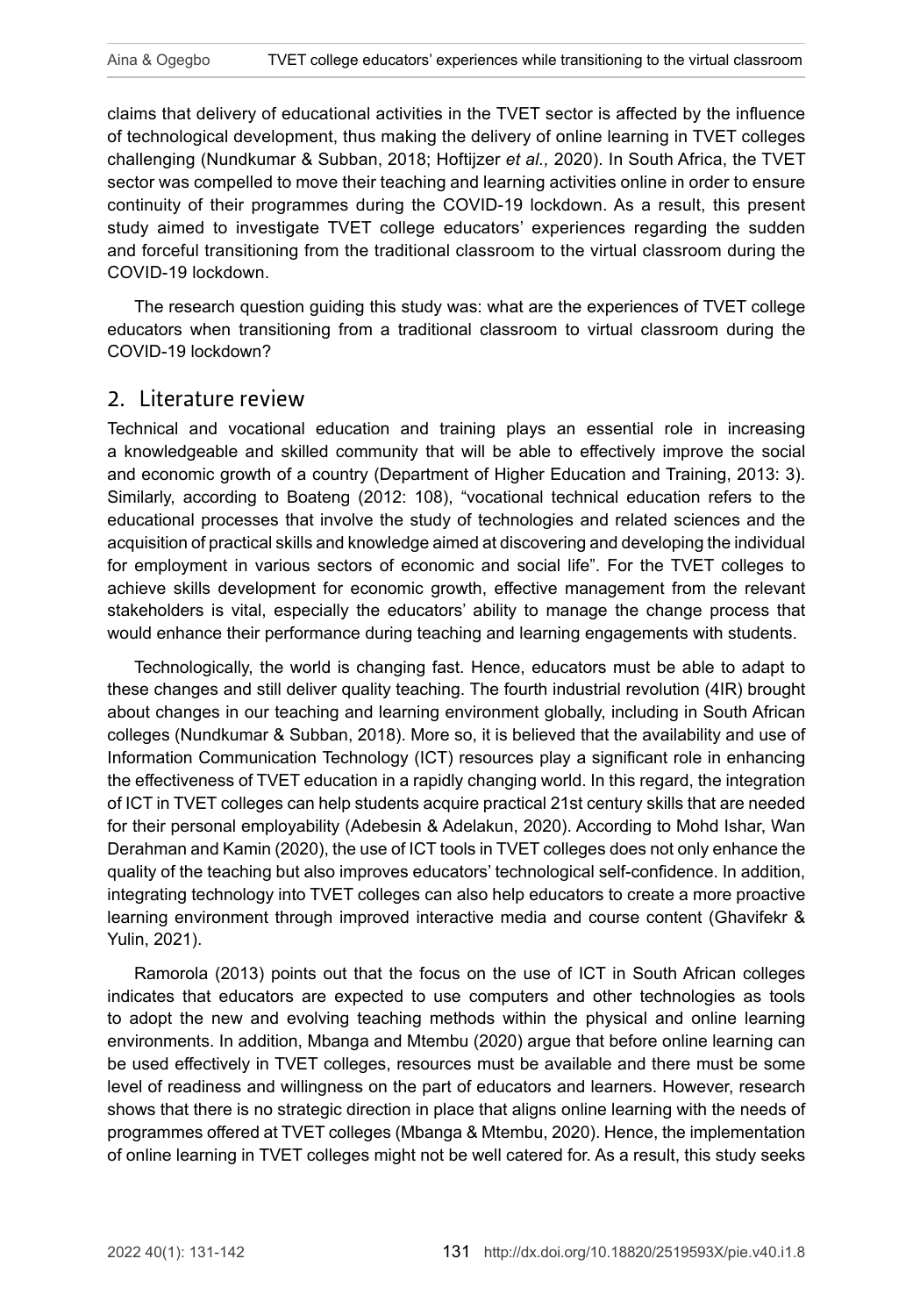claims that delivery of educational activities in the TVET sector is affected by the influence of technological development, thus making the delivery of online learning in TVET colleges challenging (Nundkumar & Subban, 2018; Hoftijzer *et al.,* 2020). In South Africa, the TVET sector was compelled to move their teaching and learning activities online in order to ensure continuity of their programmes during the COVID-19 lockdown. As a result, this present study aimed to investigate TVET college educators' experiences regarding the sudden and forceful transitioning from the traditional classroom to the virtual classroom during the COVID-19 lockdown.

The research question guiding this study was: what are the experiences of TVET college educators when transitioning from a traditional classroom to virtual classroom during the COVID-19 lockdown?

## 2. Literature review

Technical and vocational education and training plays an essential role in increasing a knowledgeable and skilled community that will be able to effectively improve the social and economic growth of a country (Department of Higher Education and Training, 2013: 3). Similarly, according to Boateng (2012: 108), "vocational technical education refers to the educational processes that involve the study of technologies and related sciences and the acquisition of practical skills and knowledge aimed at discovering and developing the individual for employment in various sectors of economic and social life". For the TVET colleges to achieve skills development for economic growth, effective management from the relevant stakeholders is vital, especially the educators' ability to manage the change process that would enhance their performance during teaching and learning engagements with students.

Technologically, the world is changing fast. Hence, educators must be able to adapt to these changes and still deliver quality teaching. The fourth industrial revolution (4IR) brought about changes in our teaching and learning environment globally, including in South African colleges (Nundkumar & Subban, 2018). More so, it is believed that the availability and use of Information Communication Technology (ICT) resources play a significant role in enhancing the effectiveness of TVET education in a rapidly changing world. In this regard, the integration of ICT in TVET colleges can help students acquire practical 21st century skills that are needed for their personal employability (Adebesin & Adelakun, 2020). According to Mohd Ishar, Wan Derahman and Kamin (2020), the use of ICT tools in TVET colleges does not only enhance the quality of the teaching but also improves educators' technological self-confidence. In addition, integrating technology into TVET colleges can also help educators to create a more proactive learning environment through improved interactive media and course content (Ghavifekr & Yulin, 2021).

Ramorola (2013) points out that the focus on the use of ICT in South African colleges indicates that educators are expected to use computers and other technologies as tools to adopt the new and evolving teaching methods within the physical and online learning environments. In addition, Mbanga and Mtembu (2020) argue that before online learning can be used effectively in TVET colleges, resources must be available and there must be some level of readiness and willingness on the part of educators and learners. However, research shows that there is no strategic direction in place that aligns online learning with the needs of programmes offered at TVET colleges (Mbanga & Mtembu, 2020). Hence, the implementation of online learning in TVET colleges might not be well catered for. As a result, this study seeks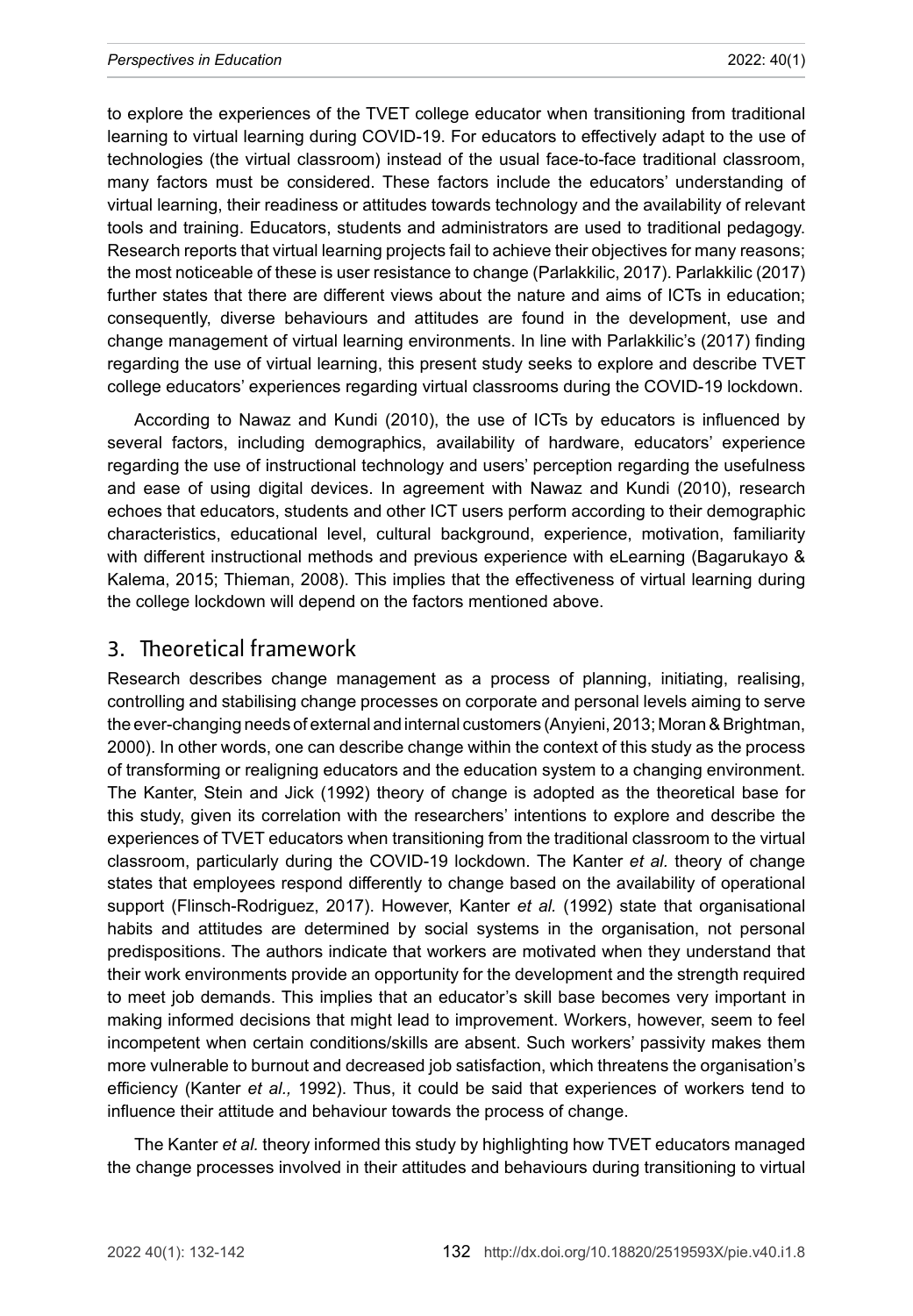to explore the experiences of the TVET college educator when transitioning from traditional learning to virtual learning during COVID-19. For educators to effectively adapt to the use of technologies (the virtual classroom) instead of the usual face-to-face traditional classroom, many factors must be considered. These factors include the educators' understanding of virtual learning, their readiness or attitudes towards technology and the availability of relevant tools and training. Educators, students and administrators are used to traditional pedagogy. Research reports that virtual learning projects fail to achieve their objectives for many reasons; the most noticeable of these is user resistance to change (Parlakkilic, 2017). Parlakkilic (2017) further states that there are different views about the nature and aims of ICTs in education; consequently, diverse behaviours and attitudes are found in the development, use and change management of virtual learning environments. In line with Parlakkilic's (2017) finding regarding the use of virtual learning, this present study seeks to explore and describe TVET college educators' experiences regarding virtual classrooms during the COVID-19 lockdown.

According to Nawaz and Kundi (2010), the use of ICTs by educators is influenced by several factors, including demographics, availability of hardware, educators' experience regarding the use of instructional technology and users' perception regarding the usefulness and ease of using digital devices. In agreement with Nawaz and Kundi (2010), research echoes that educators, students and other ICT users perform according to their demographic characteristics, educational level, cultural background, experience, motivation, familiarity with different instructional methods and previous experience with eLearning (Bagarukayo & Kalema, 2015; Thieman, 2008). This implies that the effectiveness of virtual learning during the college lockdown will depend on the factors mentioned above.

## 3. Theoretical framework

Research describes change management as a process of planning, initiating, realising, controlling and stabilising change processes on corporate and personal levels aiming to serve the ever-changing needs of external and internal customers (Anyieni, 2013; Moran & Brightman, 2000). In other words, one can describe change within the context of this study as the process of transforming or realigning educators and the education system to a changing environment. The Kanter, Stein and Jick (1992) theory of change is adopted as the theoretical base for this study, given its correlation with the researchers' intentions to explore and describe the experiences of TVET educators when transitioning from the traditional classroom to the virtual classroom, particularly during the COVID-19 lockdown. The Kanter *et al.* theory of change states that employees respond differently to change based on the availability of operational support (Flinsch-Rodriguez, 2017). However, Kanter *et al.* (1992) state that organisational habits and attitudes are determined by social systems in the organisation, not personal predispositions. The authors indicate that workers are motivated when they understand that their work environments provide an opportunity for the development and the strength required to meet job demands. This implies that an educator's skill base becomes very important in making informed decisions that might lead to improvement. Workers, however, seem to feel incompetent when certain conditions/skills are absent. Such workers' passivity makes them more vulnerable to burnout and decreased job satisfaction, which threatens the organisation's efficiency (Kanter *et al.,* 1992). Thus, it could be said that experiences of workers tend to influence their attitude and behaviour towards the process of change.

The Kanter *et al.* theory informed this study by highlighting how TVET educators managed the change processes involved in their attitudes and behaviours during transitioning to virtual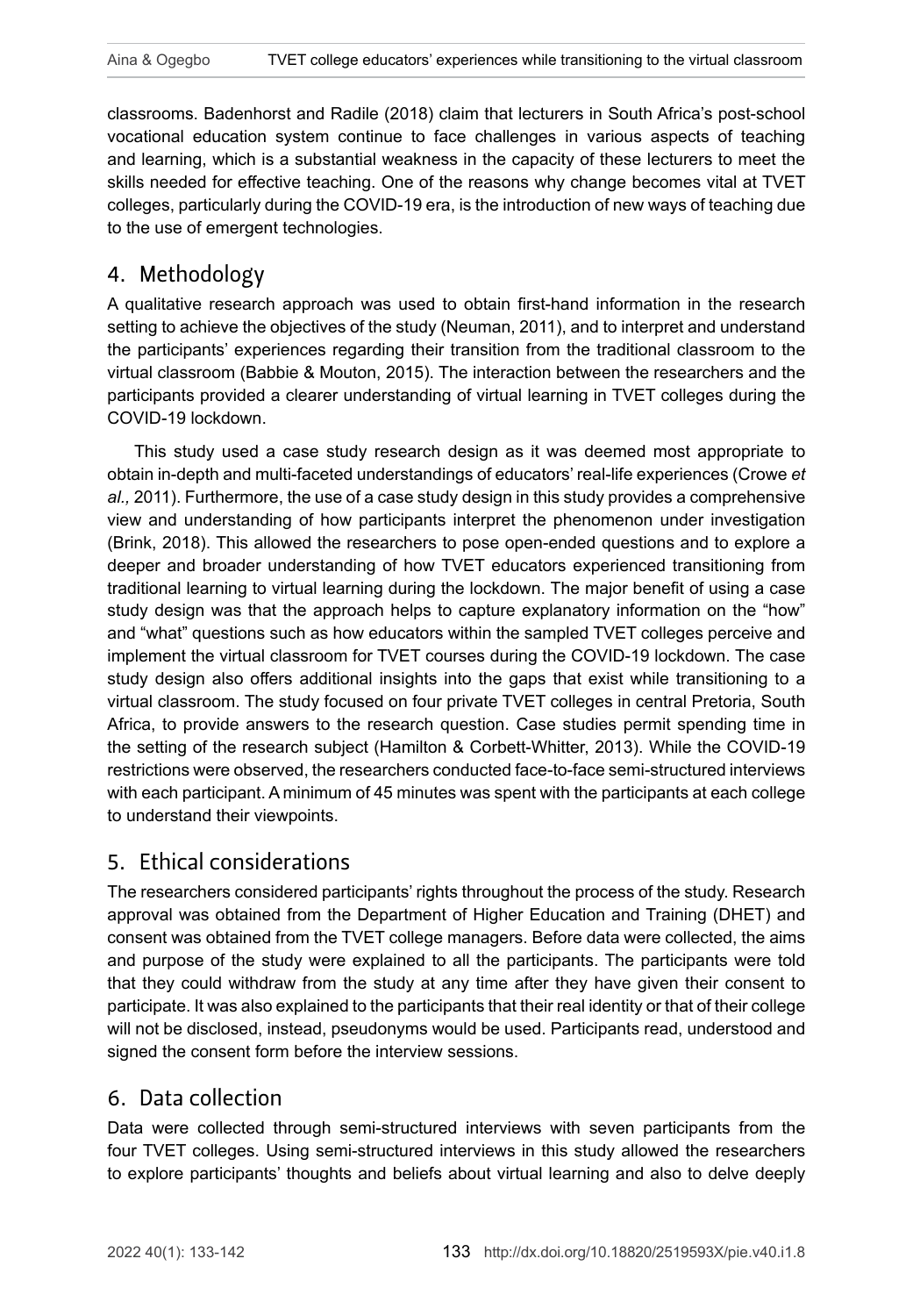classrooms. Badenhorst and Radile (2018) claim that lecturers in South Africa's post-school vocational education system continue to face challenges in various aspects of teaching and learning, which is a substantial weakness in the capacity of these lecturers to meet the skills needed for effective teaching. One of the reasons why change becomes vital at TVET colleges, particularly during the COVID-19 era, is the introduction of new ways of teaching due to the use of emergent technologies.

## 4. Methodology

A qualitative research approach was used to obtain first-hand information in the research setting to achieve the objectives of the study (Neuman, 2011), and to interpret and understand the participants' experiences regarding their transition from the traditional classroom to the virtual classroom (Babbie & Mouton, 2015). The interaction between the researchers and the participants provided a clearer understanding of virtual learning in TVET colleges during the COVID-19 lockdown.

This study used a case study research design as it was deemed most appropriate to obtain in-depth and multi-faceted understandings of educators' real-life experiences (Crowe *et al.,* 2011). Furthermore, the use of a case study design in this study provides a comprehensive view and understanding of how participants interpret the phenomenon under investigation (Brink, 2018). This allowed the researchers to pose open-ended questions and to explore a deeper and broader understanding of how TVET educators experienced transitioning from traditional learning to virtual learning during the lockdown. The major benefit of using a case study design was that the approach helps to capture explanatory information on the "how" and "what" questions such as how educators within the sampled TVET colleges perceive and implement the virtual classroom for TVET courses during the COVID-19 lockdown. The case study design also offers additional insights into the gaps that exist while transitioning to a virtual classroom. The study focused on four private TVET colleges in central Pretoria, South Africa, to provide answers to the research question. Case studies permit spending time in the setting of the research subject (Hamilton & Corbett-Whitter, 2013). While the COVID-19 restrictions were observed, the researchers conducted face-to-face semi-structured interviews with each participant. A minimum of 45 minutes was spent with the participants at each college to understand their viewpoints.

## 5. Ethical considerations

The researchers considered participants' rights throughout the process of the study. Research approval was obtained from the Department of Higher Education and Training (DHET) and consent was obtained from the TVET college managers. Before data were collected, the aims and purpose of the study were explained to all the participants. The participants were told that they could withdraw from the study at any time after they have given their consent to participate. It was also explained to the participants that their real identity or that of their college will not be disclosed, instead, pseudonyms would be used. Participants read, understood and signed the consent form before the interview sessions.

## 6. Data collection

Data were collected through semi-structured interviews with seven participants from the four TVET colleges. Using semi-structured interviews in this study allowed the researchers to explore participants' thoughts and beliefs about virtual learning and also to delve deeply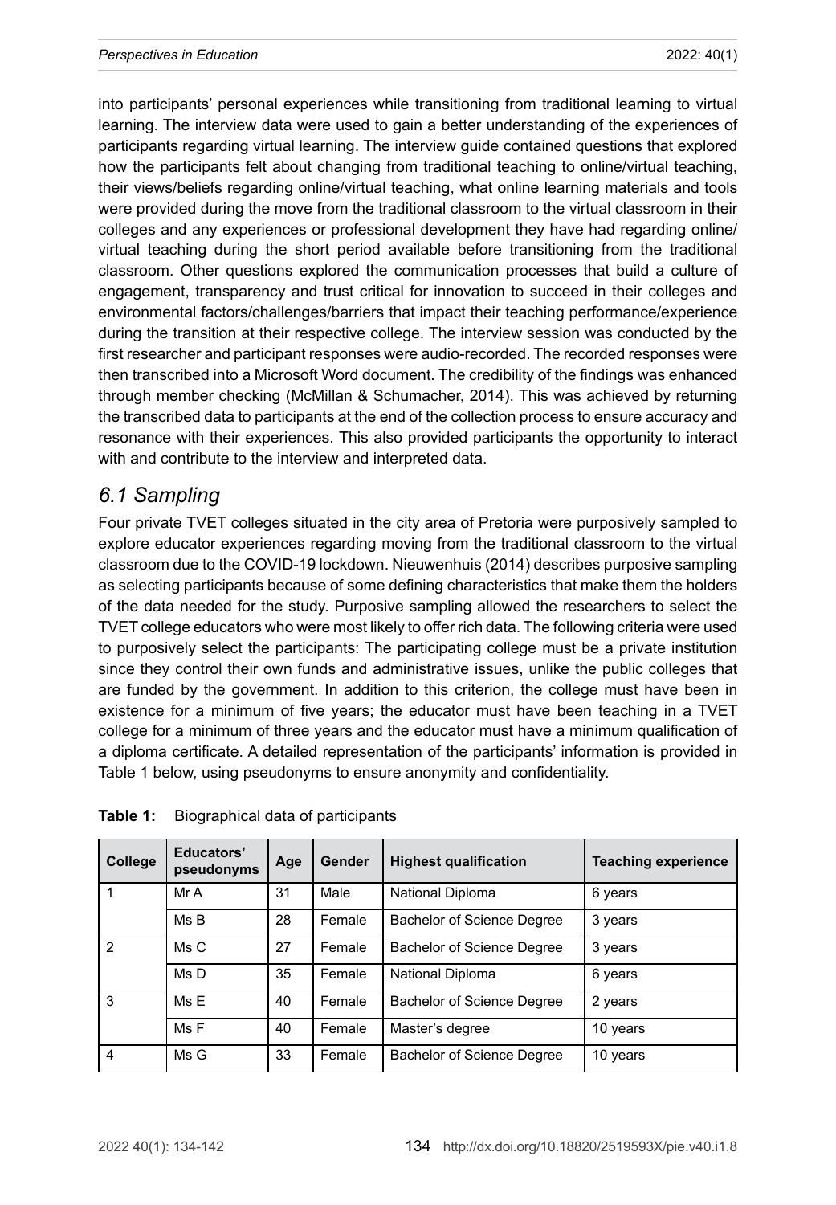into participants' personal experiences while transitioning from traditional learning to virtual learning. The interview data were used to gain a better understanding of the experiences of participants regarding virtual learning. The interview guide contained questions that explored how the participants felt about changing from traditional teaching to online/virtual teaching, their views/beliefs regarding online/virtual teaching, what online learning materials and tools were provided during the move from the traditional classroom to the virtual classroom in their colleges and any experiences or professional development they have had regarding online/virtual teaching during the short period available before transitioning from the traditional classroom. Other questions explored the communication processes that build a culture of engagement, transparency and trust critical for innovation to succeed in their colleges and environmental factors/challenges/barriers that impact their teaching performance/experience during the transition at their respective college. The interview session was conducted by the first researcher and participant responses were audio-recorded. The recorded responses were then transcribed into a Microsoft Word document. The credibility of the findings was enhanced through member checking (McMillan & Schumacher, 2014). This was achieved by returning the transcribed data to participants at the end of the collection process to ensure accuracy and resonance with their experiences. This also provided participants the opportunity to interact with and contribute to the interview and interpreted data.

## *6.1 Sampling*

Four private TVET colleges situated in the city area of Pretoria were purposively sampled to explore educator experiences regarding moving from the traditional classroom to the virtual classroom due to the COVID-19 lockdown. Nieuwenhuis (2014) describes purposive sampling as selecting participants because of some defining characteristics that make them the holders of the data needed for the study. Purposive sampling allowed the researchers to select the TVET college educators who were most likely to offer rich data. The following criteria were used to purposively select the participants: The participating college must be a private institution since they control their own funds and administrative issues, unlike the public colleges that are funded by the government. In addition to this criterion, the college must have been in existence for a minimum of five years; the educator must have been teaching in a TVET college for a minimum of three years and the educator must have a minimum qualification of a diploma certificate. A detailed representation of the participants' information is provided in Table 1 below, using pseudonyms to ensure anonymity and confidentiality.

**Table 1:** Biographical data of participants

| College | Educators' pseudonyms | Age | Gender | Highest qualification | Teaching experience |
|---|---|---|---|---|---|
| 1 | Mr A | 31 | Male | National Diploma | 6 years |
| | Ms B | 28 | Female | Bachelor of Science Degree | 3 years |
| 2 | Ms C | 27 | Female | Bachelor of Science Degree | 3 years |
| | Ms D | 35 | Female | National Diploma | 6 years |
| 3 | Ms E | 40 | Female | Bachelor of Science Degree | 2 years |
| | Ms F | 40 | Female | Master's degree | 10 years |
| 4 | Ms G | 33 | Female | Bachelor of Science Degree | 10 years |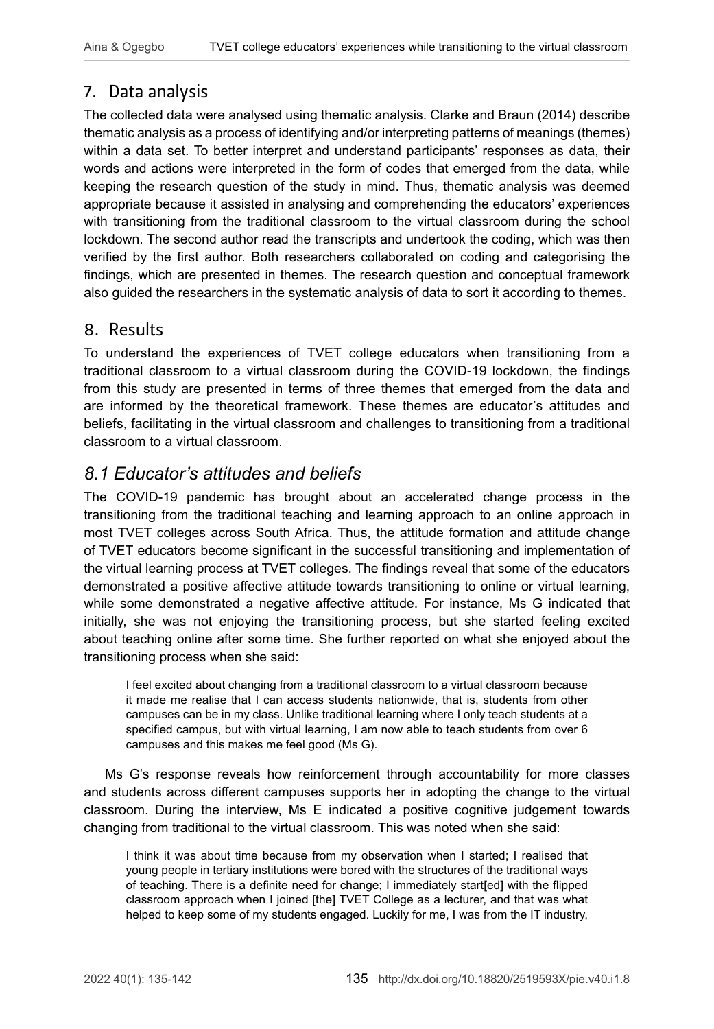## 7. Data analysis

The collected data were analysed using thematic analysis. Clarke and Braun (2014) describe thematic analysis as a process of identifying and/or interpreting patterns of meanings (themes) within a data set. To better interpret and understand participants' responses as data, their words and actions were interpreted in the form of codes that emerged from the data, while keeping the research question of the study in mind. Thus, thematic analysis was deemed appropriate because it assisted in analysing and comprehending the educators' experiences with transitioning from the traditional classroom to the virtual classroom during the school lockdown. The second author read the transcripts and undertook the coding, which was then verified by the first author. Both researchers collaborated on coding and categorising the findings, which are presented in themes. The research question and conceptual framework also guided the researchers in the systematic analysis of data to sort it according to themes.

## 8. Results

To understand the experiences of TVET college educators when transitioning from a traditional classroom to a virtual classroom during the COVID-19 lockdown, the findings from this study are presented in terms of three themes that emerged from the data and are informed by the theoretical framework. These themes are educator's attitudes and beliefs, facilitating in the virtual classroom and challenges to transitioning from a traditional classroom to a virtual classroom.

### *8.1 Educator's attitudes and beliefs*

The COVID-19 pandemic has brought about an accelerated change process in the transitioning from the traditional teaching and learning approach to an online approach in most TVET colleges across South Africa. Thus, the attitude formation and attitude change of TVET educators become significant in the successful transitioning and implementation of the virtual learning process at TVET colleges. The findings reveal that some of the educators demonstrated a positive affective attitude towards transitioning to online or virtual learning, while some demonstrated a negative affective attitude. For instance, Ms G indicated that initially, she was not enjoying the transitioning process, but she started feeling excited about teaching online after some time. She further reported on what she enjoyed about the transitioning process when she said:

> I feel excited about changing from a traditional classroom to a virtual classroom because it made me realise that I can access students nationwide, that is, students from other campuses can be in my class. Unlike traditional learning where I only teach students at a specified campus, but with virtual learning, I am now able to teach students from over 6 campuses and this makes me feel good (Ms G).

Ms G's response reveals how reinforcement through accountability for more classes and students across different campuses supports her in adopting the change to the virtual classroom. During the interview, Ms E indicated a positive cognitive judgement towards changing from traditional to the virtual classroom. This was noted when she said:

> I think it was about time because from my observation when I started; I realised that young people in tertiary institutions were bored with the structures of the traditional ways of teaching. There is a definite need for change; I immediately start[ed] with the flipped classroom approach when I joined [the] TVET College as a lecturer, and that was what helped to keep some of my students engaged. Luckily for me, I was from the IT industry,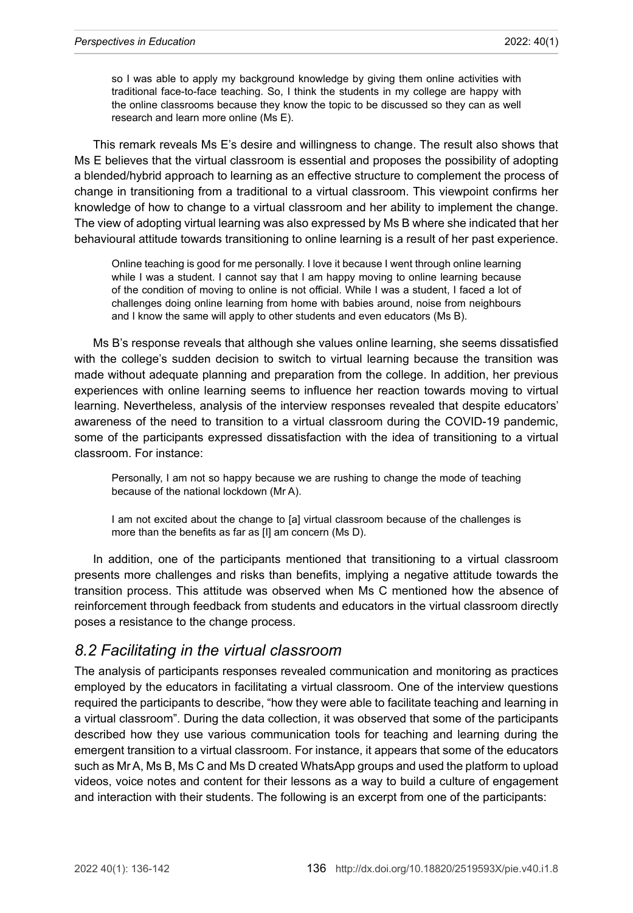> so I was able to apply my background knowledge by giving them online activities with traditional face-to-face teaching. So, I think the students in my college are happy with the online classrooms because they know the topic to be discussed so they can as well research and learn more online (Ms E).

This remark reveals Ms E's desire and willingness to change. The result also shows that Ms E believes that the virtual classroom is essential and proposes the possibility of adopting a blended/hybrid approach to learning as an effective structure to complement the process of change in transitioning from a traditional to a virtual classroom. This viewpoint confirms her knowledge of how to change to a virtual classroom and her ability to implement the change. The view of adopting virtual learning was also expressed by Ms B where she indicated that her behavioural attitude towards transitioning to online learning is a result of her past experience.

> Online teaching is good for me personally. I love it because I went through online learning while I was a student. I cannot say that I am happy moving to online learning because of the condition of moving to online is not official. While I was a student, I faced a lot of challenges doing online learning from home with babies around, noise from neighbours and I know the same will apply to other students and even educators (Ms B).

Ms B's response reveals that although she values online learning, she seems dissatisfied with the college's sudden decision to switch to virtual learning because the transition was made without adequate planning and preparation from the college. In addition, her previous experiences with online learning seems to influence her reaction towards moving to virtual learning. Nevertheless, analysis of the interview responses revealed that despite educators' awareness of the need to transition to a virtual classroom during the COVID-19 pandemic, some of the participants expressed dissatisfaction with the idea of transitioning to a virtual classroom. For instance:

> Personally, I am not so happy because we are rushing to change the mode of teaching because of the national lockdown (Mr A).

> I am not excited about the change to [a] virtual classroom because of the challenges is more than the benefits as far as [I] am concern (Ms D).

In addition, one of the participants mentioned that transitioning to a virtual classroom presents more challenges and risks than benefits, implying a negative attitude towards the transition process. This attitude was observed when Ms C mentioned how the absence of reinforcement through feedback from students and educators in the virtual classroom directly poses a resistance to the change process.

## *8.2 Facilitating in the virtual classroom*

The analysis of participants responses revealed communication and monitoring as practices employed by the educators in facilitating a virtual classroom. One of the interview questions required the participants to describe, "how they were able to facilitate teaching and learning in a virtual classroom". During the data collection, it was observed that some of the participants described how they use various communication tools for teaching and learning during the emergent transition to a virtual classroom. For instance, it appears that some of the educators such as Mr A, Ms B, Ms C and Ms D created WhatsApp groups and used the platform to upload videos, voice notes and content for their lessons as a way to build a culture of engagement and interaction with their students. The following is an excerpt from one of the participants: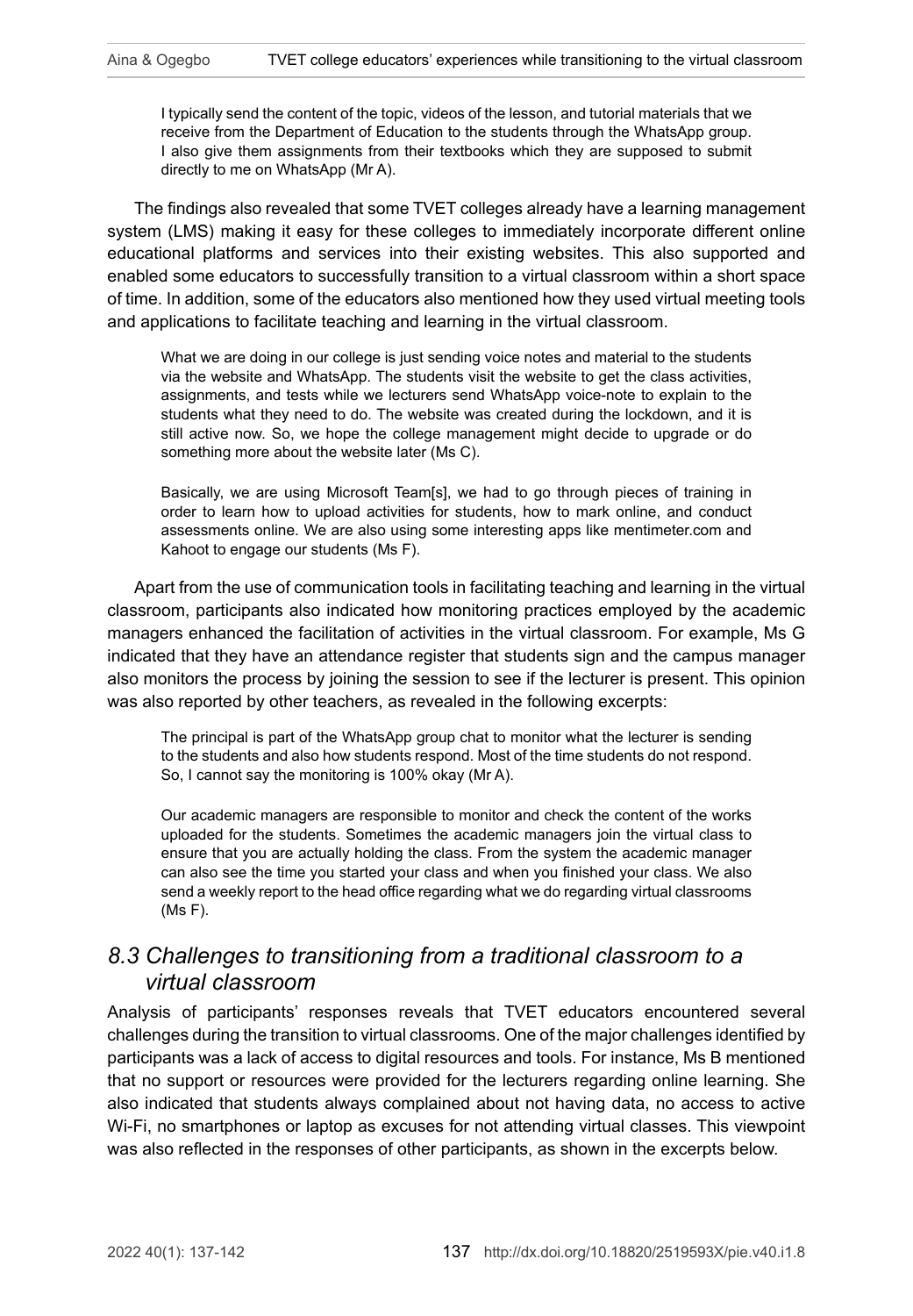> I typically send the content of the topic, videos of the lesson, and tutorial materials that we receive from the Department of Education to the students through the WhatsApp group. I also give them assignments from their textbooks which they are supposed to submit directly to me on WhatsApp (Mr A).

The findings also revealed that some TVET colleges already have a learning management system (LMS) making it easy for these colleges to immediately incorporate different online educational platforms and services into their existing websites. This also supported and enabled some educators to successfully transition to a virtual classroom within a short space of time. In addition, some of the educators also mentioned how they used virtual meeting tools and applications to facilitate teaching and learning in the virtual classroom.

> What we are doing in our college is just sending voice notes and material to the students via the website and WhatsApp. The students visit the website to get the class activities, assignments, and tests while we lecturers send WhatsApp voice-note to explain to the students what they need to do. The website was created during the lockdown, and it is still active now. So, we hope the college management might decide to upgrade or do something more about the website later (Ms C).

> Basically, we are using Microsoft Team[s], we had to go through pieces of training in order to learn how to upload activities for students, how to mark online, and conduct assessments online. We are also using some interesting apps like mentimeter.com and Kahoot to engage our students (Ms F).

Apart from the use of communication tools in facilitating teaching and learning in the virtual classroom, participants also indicated how monitoring practices employed by the academic managers enhanced the facilitation of activities in the virtual classroom. For example, Ms G indicated that they have an attendance register that students sign and the campus manager also monitors the process by joining the session to see if the lecturer is present. This opinion was also reported by other teachers, as revealed in the following excerpts:

> The principal is part of the WhatsApp group chat to monitor what the lecturer is sending to the students and also how students respond. Most of the time students do not respond. So, I cannot say the monitoring is 100% okay (Mr A).

> Our academic managers are responsible to monitor and check the content of the works uploaded for the students. Sometimes the academic managers join the virtual class to ensure that you are actually holding the class. From the system the academic manager can also see the time you started your class and when you finished your class. We also send a weekly report to the head office regarding what we do regarding virtual classrooms (Ms F).

## *8.3 Challenges to transitioning from a traditional classroom to a virtual classroom*

Analysis of participants' responses reveals that TVET educators encountered several challenges during the transition to virtual classrooms. One of the major challenges identified by participants was a lack of access to digital resources and tools. For instance, Ms B mentioned that no support or resources were provided for the lecturers regarding online learning. She also indicated that students always complained about not having data, no access to active Wi-Fi, no smartphones or laptop as excuses for not attending virtual classes. This viewpoint was also reflected in the responses of other participants, as shown in the excerpts below.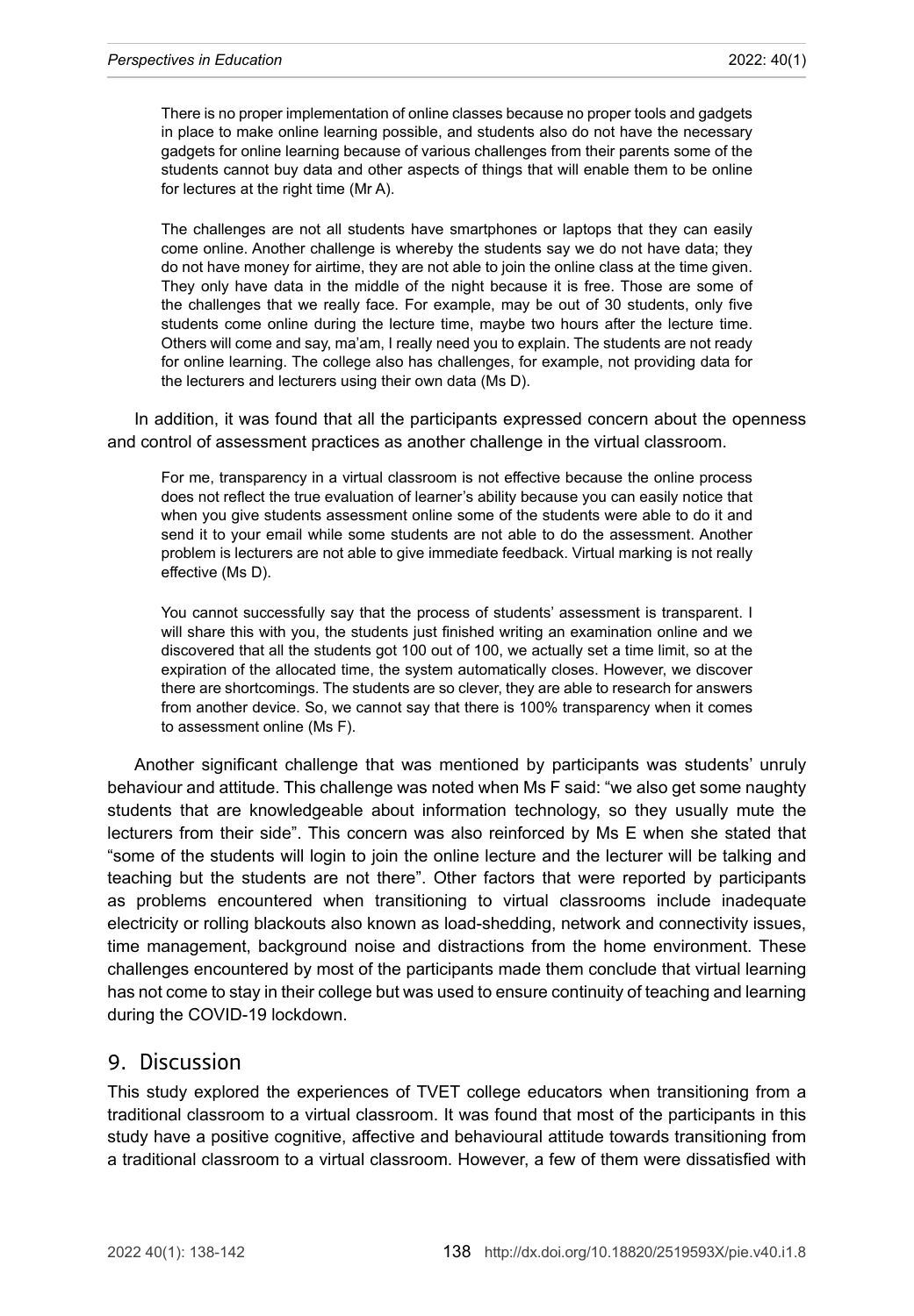> There is no proper implementation of online classes because no proper tools and gadgets in place to make online learning possible, and students also do not have the necessary gadgets for online learning because of various challenges from their parents some of the students cannot buy data and other aspects of things that will enable them to be online for lectures at the right time (Mr A).

> The challenges are not all students have smartphones or laptops that they can easily come online. Another challenge is whereby the students say we do not have data; they do not have money for airtime, they are not able to join the online class at the time given. They only have data in the middle of the night because it is free. Those are some of the challenges that we really face. For example, may be out of 30 students, only five students come online during the lecture time, maybe two hours after the lecture time. Others will come and say, ma'am, I really need you to explain. The students are not ready for online learning. The college also has challenges, for example, not providing data for the lecturers and lecturers using their own data (Ms D).

In addition, it was found that all the participants expressed concern about the openness and control of assessment practices as another challenge in the virtual classroom.

> For me, transparency in a virtual classroom is not effective because the online process does not reflect the true evaluation of learner's ability because you can easily notice that when you give students assessment online some of the students were able to do it and send it to your email while some students are not able to do the assessment. Another problem is lecturers are not able to give immediate feedback. Virtual marking is not really effective (Ms D).

> You cannot successfully say that the process of students' assessment is transparent. I will share this with you, the students just finished writing an examination online and we discovered that all the students got 100 out of 100, we actually set a time limit, so at the expiration of the allocated time, the system automatically closes. However, we discover there are shortcomings. The students are so clever, they are able to research for answers from another device. So, we cannot say that there is 100% transparency when it comes to assessment online (Ms F).

Another significant challenge that was mentioned by participants was students' unruly behaviour and attitude. This challenge was noted when Ms F said: "we also get some naughty students that are knowledgeable about information technology, so they usually mute the lecturers from their side". This concern was also reinforced by Ms E when she stated that "some of the students will login to join the online lecture and the lecturer will be talking and teaching but the students are not there". Other factors that were reported by participants as problems encountered when transitioning to virtual classrooms include inadequate electricity or rolling blackouts also known as load-shedding, network and connectivity issues, time management, background noise and distractions from the home environment. These challenges encountered by most of the participants made them conclude that virtual learning has not come to stay in their college but was used to ensure continuity of teaching and learning during the COVID-19 lockdown.

## 9. Discussion

This study explored the experiences of TVET college educators when transitioning from a traditional classroom to a virtual classroom. It was found that most of the participants in this study have a positive cognitive, affective and behavioural attitude towards transitioning from a traditional classroom to a virtual classroom. However, a few of them were dissatisfied with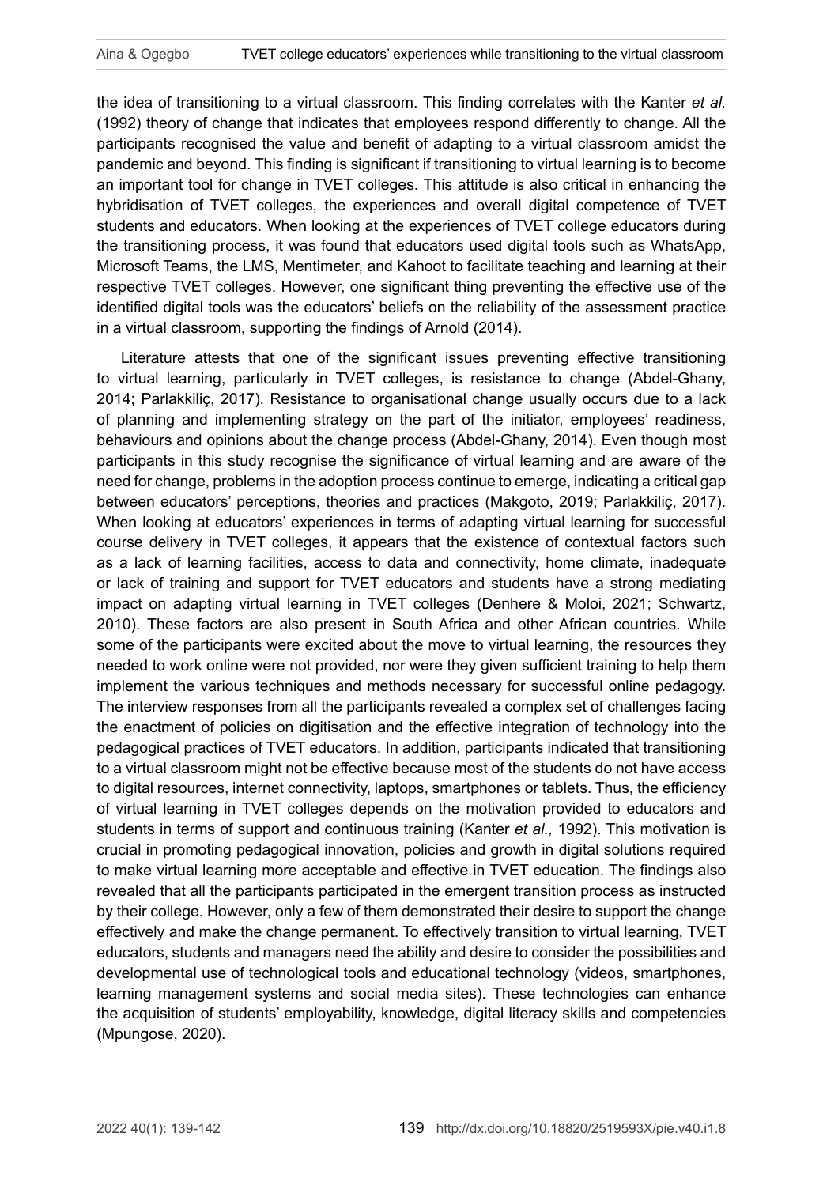the idea of transitioning to a virtual classroom. This finding correlates with the Kanter *et al.* (1992) theory of change that indicates that employees respond differently to change. All the participants recognised the value and benefit of adapting to a virtual classroom amidst the pandemic and beyond. This finding is significant if transitioning to virtual learning is to become an important tool for change in TVET colleges. This attitude is also critical in enhancing the hybridisation of TVET colleges, the experiences and overall digital competence of TVET students and educators. When looking at the experiences of TVET college educators during the transitioning process, it was found that educators used digital tools such as WhatsApp, Microsoft Teams, the LMS, Mentimeter, and Kahoot to facilitate teaching and learning at their respective TVET colleges. However, one significant thing preventing the effective use of the identified digital tools was the educators' beliefs on the reliability of the assessment practice in a virtual classroom, supporting the findings of Arnold (2014).

Literature attests that one of the significant issues preventing effective transitioning to virtual learning, particularly in TVET colleges, is resistance to change (Abdel-Ghany, 2014; Parlakkiliç, 2017). Resistance to organisational change usually occurs due to a lack of planning and implementing strategy on the part of the initiator, employees' readiness, behaviours and opinions about the change process (Abdel-Ghany, 2014). Even though most participants in this study recognise the significance of virtual learning and are aware of the need for change, problems in the adoption process continue to emerge, indicating a critical gap between educators' perceptions, theories and practices (Makgoto, 2019; Parlakkiliç, 2017). When looking at educators' experiences in terms of adapting virtual learning for successful course delivery in TVET colleges, it appears that the existence of contextual factors such as a lack of learning facilities, access to data and connectivity, home climate, inadequate or lack of training and support for TVET educators and students have a strong mediating impact on adapting virtual learning in TVET colleges (Denhere & Moloi, 2021; Schwartz, 2010). These factors are also present in South Africa and other African countries. While some of the participants were excited about the move to virtual learning, the resources they needed to work online were not provided, nor were they given sufficient training to help them implement the various techniques and methods necessary for successful online pedagogy. The interview responses from all the participants revealed a complex set of challenges facing the enactment of policies on digitisation and the effective integration of technology into the pedagogical practices of TVET educators. In addition, participants indicated that transitioning to a virtual classroom might not be effective because most of the students do not have access to digital resources, internet connectivity, laptops, smartphones or tablets. Thus, the efficiency of virtual learning in TVET colleges depends on the motivation provided to educators and students in terms of support and continuous training (Kanter *et al.,* 1992). This motivation is crucial in promoting pedagogical innovation, policies and growth in digital solutions required to make virtual learning more acceptable and effective in TVET education. The findings also revealed that all the participants participated in the emergent transition process as instructed by their college. However, only a few of them demonstrated their desire to support the change effectively and make the change permanent. To effectively transition to virtual learning, TVET educators, students and managers need the ability and desire to consider the possibilities and developmental use of technological tools and educational technology (videos, smartphones, learning management systems and social media sites). These technologies can enhance the acquisition of students' employability, knowledge, digital literacy skills and competencies (Mpungose, 2020).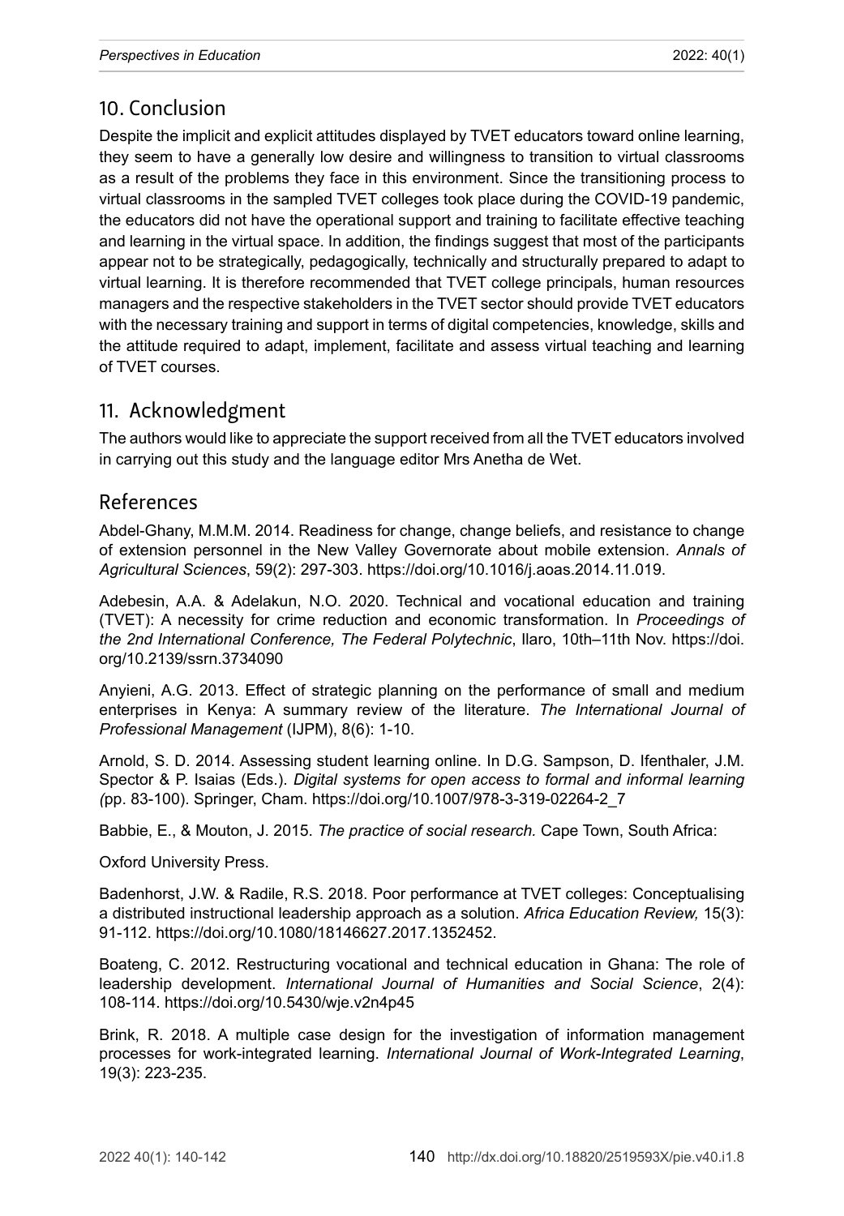## 10. Conclusion

Despite the implicit and explicit attitudes displayed by TVET educators toward online learning, they seem to have a generally low desire and willingness to transition to virtual classrooms as a result of the problems they face in this environment. Since the transitioning process to virtual classrooms in the sampled TVET colleges took place during the COVID-19 pandemic, the educators did not have the operational support and training to facilitate effective teaching and learning in the virtual space. In addition, the findings suggest that most of the participants appear not to be strategically, pedagogically, technically and structurally prepared to adapt to virtual learning. It is therefore recommended that TVET college principals, human resources managers and the respective stakeholders in the TVET sector should provide TVET educators with the necessary training and support in terms of digital competencies, knowledge, skills and the attitude required to adapt, implement, facilitate and assess virtual teaching and learning of TVET courses.

## 11. Acknowledgment

The authors would like to appreciate the support received from all the TVET educators involved in carrying out this study and the language editor Mrs Anetha de Wet.

## References

Abdel-Ghany, M.M.M. 2014. Readiness for change, change beliefs, and resistance to change of extension personnel in the New Valley Governorate about mobile extension. *Annals of Agricultural Sciences*, 59(2): 297-303. https://doi.org/10.1016/j.aoas.2014.11.019.

Adebesin, A.A. & Adelakun, N.O. 2020. Technical and vocational education and training (TVET): A necessity for crime reduction and economic transformation. In *Proceedings of the 2nd International Conference, The Federal Polytechnic*, Ilaro, 10th–11th Nov. https://doi.org/10.2139/ssrn.3734090

Anyieni, A.G. 2013. Effect of strategic planning on the performance of small and medium enterprises in Kenya: A summary review of the literature. *The International Journal of Professional Management* (IJPM), 8(6): 1-10.

Arnold, S. D. 2014. Assessing student learning online. In D.G. Sampson, D. Ifenthaler, J.M. Spector & P. Isaias (Eds.). *Digital systems for open access to formal and informal learning (*pp. 83-100). Springer, Cham. https://doi.org/10.1007/978-3-319-02264-2_7

Babbie, E., & Mouton, J. 2015. *The practice of social research.* Cape Town, South Africa:

Oxford University Press.

Badenhorst, J.W. & Radile, R.S. 2018. Poor performance at TVET colleges: Conceptualising a distributed instructional leadership approach as a solution. *Africa Education Review,* 15(3): 91-112. https://doi.org/10.1080/18146627.2017.1352452.

Boateng, C. 2012. Restructuring vocational and technical education in Ghana: The role of leadership development. *International Journal of Humanities and Social Science*, 2(4): 108-114. https://doi.org/10.5430/wje.v2n4p45

Brink, R. 2018. A multiple case design for the investigation of information management processes for work-integrated learning. *International Journal of Work-Integrated Learning*, 19(3): 223-235.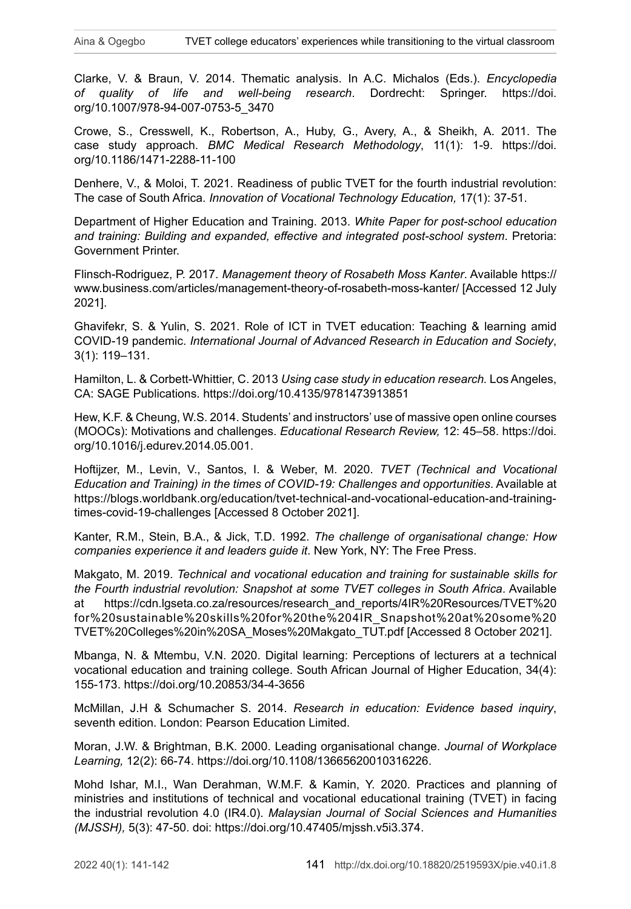Clarke, V. & Braun, V. 2014. Thematic analysis. In A.C. Michalos (Eds.). *Encyclopedia of quality of life and well-being research*. Dordrecht: Springer. https://doi.org/10.1007/978-94-007-0753-5_3470

Crowe, S., Cresswell, K., Robertson, A., Huby, G., Avery, A., & Sheikh, A. 2011. The case study approach. *BMC Medical Research Methodology*, 11(1): 1-9. https://doi.org/10.1186/1471-2288-11-100

Denhere, V., & Moloi, T. 2021. Readiness of public TVET for the fourth industrial revolution: The case of South Africa. *Innovation of Vocational Technology Education,* 17(1): 37-51.

Department of Higher Education and Training. 2013. *White Paper for post-school education and training: Building and expanded, effective and integrated post-school system*. Pretoria: Government Printer.

Flinsch-Rodriguez, P. 2017. *Management theory of Rosabeth Moss Kanter*. Available https://www.business.com/articles/management-theory-of-rosabeth-moss-kanter/ [Accessed 12 July 2021].

Ghavifekr, S. & Yulin, S. 2021. Role of ICT in TVET education: Teaching & learning amid COVID-19 pandemic. *International Journal of Advanced Research in Education and Society*, 3(1): 119–131.

Hamilton, L. & Corbett-Whittier, C. 2013 *Using case study in education research.* Los Angeles, CA: SAGE Publications. https://doi.org/10.4135/9781473913851

Hew, K.F. & Cheung, W.S. 2014. Students' and instructors' use of massive open online courses (MOOCs): Motivations and challenges. *Educational Research Review,* 12: 45–58. https://doi.org/10.1016/j.edurev.2014.05.001.

Hoftijzer, M., Levin, V., Santos, I. & Weber, M. 2020. *TVET (Technical and Vocational Education and Training) in the times of COVID-19: Challenges and opportunities*. Available at https://blogs.worldbank.org/education/tvet-technical-and-vocational-education-and-training-times-covid-19-challenges [Accessed 8 October 2021].

Kanter, R.M., Stein, B.A., & Jick, T.D. 1992. *The challenge of organisational change: How companies experience it and leaders guide it*. New York, NY: The Free Press.

Makgato, M. 2019. *Technical and vocational education and training for sustainable skills for the Fourth industrial revolution: Snapshot at some TVET colleges in South Africa*. Available at https://cdn.lgseta.co.za/resources/research_and_reports/4IR%20Resources/TVET%20for%20sustainable%20skills%20for%20the%204IR_Snapshot%20at%20some%20TVET%20Colleges%20in%20SA_Moses%20Makgato_TUT.pdf [Accessed 8 October 2021].

Mbanga, N. & Mtembu, V.N. 2020. Digital learning: Perceptions of lecturers at a technical vocational education and training college. South African Journal of Higher Education, 34(4): 155-173. https://doi.org/10.20853/34-4-3656

McMillan, J.H & Schumacher S. 2014. *Research in education: Evidence based inquiry*, seventh edition. London: Pearson Education Limited.

Moran, J.W. & Brightman, B.K. 2000. Leading organisational change. *Journal of Workplace Learning,* 12(2): 66-74. https://doi.org/10.1108/13665620010316226.

Mohd Ishar, M.I., Wan Derahman, W.M.F. & Kamin, Y. 2020. Practices and planning of ministries and institutions of technical and vocational educational training (TVET) in facing the industrial revolution 4.0 (IR4.0). *Malaysian Journal of Social Sciences and Humanities (MJSSH),* 5(3): 47-50. doi: https://doi.org/10.47405/mjssh.v5i3.374.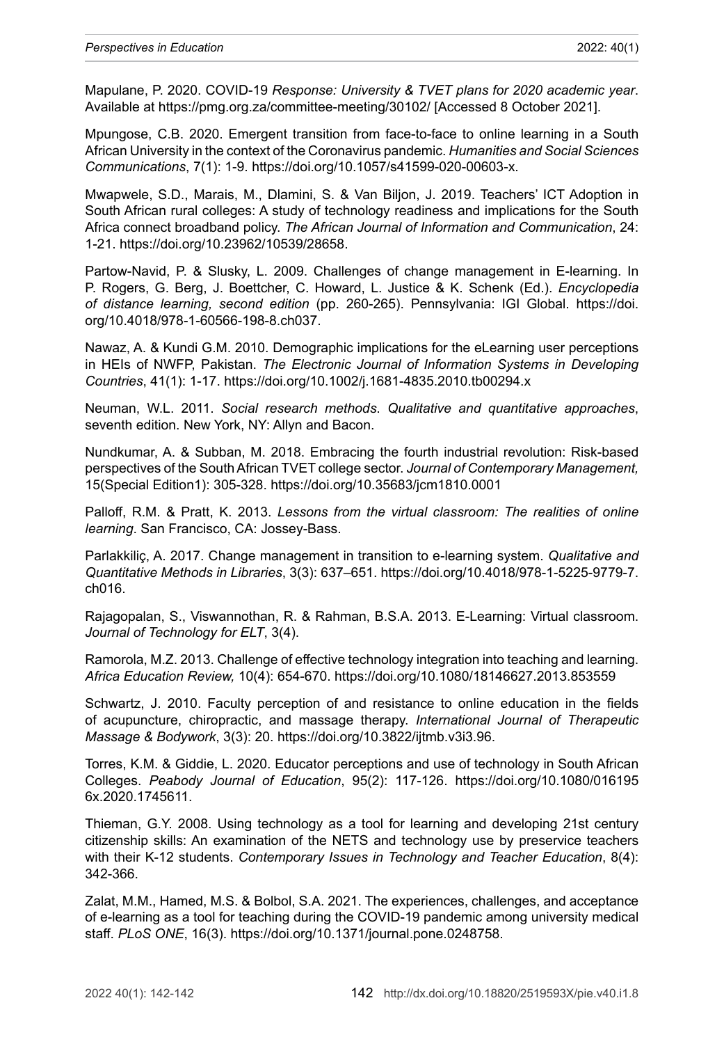Mapulane, P. 2020. COVID-19 *Response: University & TVET plans for 2020 academic year*. Available at https://pmg.org.za/committee-meeting/30102/ [Accessed 8 October 2021].

Mpungose, C.B. 2020. Emergent transition from face-to-face to online learning in a South African University in the context of the Coronavirus pandemic. *Humanities and Social Sciences Communications*, 7(1): 1-9. https://doi.org/10.1057/s41599-020-00603-x.

Mwapwele, S.D., Marais, M., Dlamini, S. & Van Biljon, J. 2019. Teachers' ICT Adoption in South African rural colleges: A study of technology readiness and implications for the South Africa connect broadband policy. *The African Journal of Information and Communication*, 24: 1-21. https://doi.org/10.23962/10539/28658.

Partow-Navid, P. & Slusky, L. 2009. Challenges of change management in E-learning. In P. Rogers, G. Berg, J. Boettcher, C. Howard, L. Justice & K. Schenk (Ed.). *Encyclopedia of distance learning, second edition* (pp. 260-265). Pennsylvania: IGI Global. https://doi.org/10.4018/978-1-60566-198-8.ch037.

Nawaz, A. & Kundi G.M. 2010. Demographic implications for the eLearning user perceptions in HEIs of NWFP, Pakistan. *The Electronic Journal of Information Systems in Developing Countries*, 41(1): 1-17. https://doi.org/10.1002/j.1681-4835.2010.tb00294.x

Neuman, W.L. 2011. *Social research methods. Qualitative and quantitative approaches*, seventh edition. New York, NY: Allyn and Bacon.

Nundkumar, A. & Subban, M. 2018. Embracing the fourth industrial revolution: Risk-based perspectives of the South African TVET college sector. *Journal of Contemporary Management,* 15(Special Edition1): 305-328. https://doi.org/10.35683/jcm1810.0001

Palloff, R.M. & Pratt, K. 2013. *Lessons from the virtual classroom: The realities of online learning*. San Francisco, CA: Jossey-Bass.

Parlakkiliç, A. 2017. Change management in transition to e-learning system. *Qualitative and Quantitative Methods in Libraries*, 3(3): 637–651. https://doi.org/10.4018/978-1-5225-9779-7.ch016.

Rajagopalan, S., Viswannothan, R. & Rahman, B.S.A. 2013. E-Learning: Virtual classroom. *Journal of Technology for ELT*, 3(4).

Ramorola, M.Z. 2013. Challenge of effective technology integration into teaching and learning. *Africa Education Review,* 10(4): 654-670. https://doi.org/10.1080/18146627.2013.853559

Schwartz, J. 2010. Faculty perception of and resistance to online education in the fields of acupuncture, chiropractic, and massage therapy. *International Journal of Therapeutic Massage & Bodywork*, 3(3): 20. https://doi.org/10.3822/ijtmb.v3i3.96.

Torres, K.M. & Giddie, L. 2020. Educator perceptions and use of technology in South African Colleges. *Peabody Journal of Education*, 95(2): 117-126. https://doi.org/10.1080/0161956x.2020.1745611.

Thieman, G.Y. 2008. Using technology as a tool for learning and developing 21st century citizenship skills: An examination of the NETS and technology use by preservice teachers with their K-12 students. *Contemporary Issues in Technology and Teacher Education*, 8(4): 342-366.

Zalat, M.M., Hamed, M.S. & Bolbol, S.A. 2021. The experiences, challenges, and acceptance of e-learning as a tool for teaching during the COVID-19 pandemic among university medical staff. *PLoS ONE*, 16(3). https://doi.org/10.1371/journal.pone.0248758.